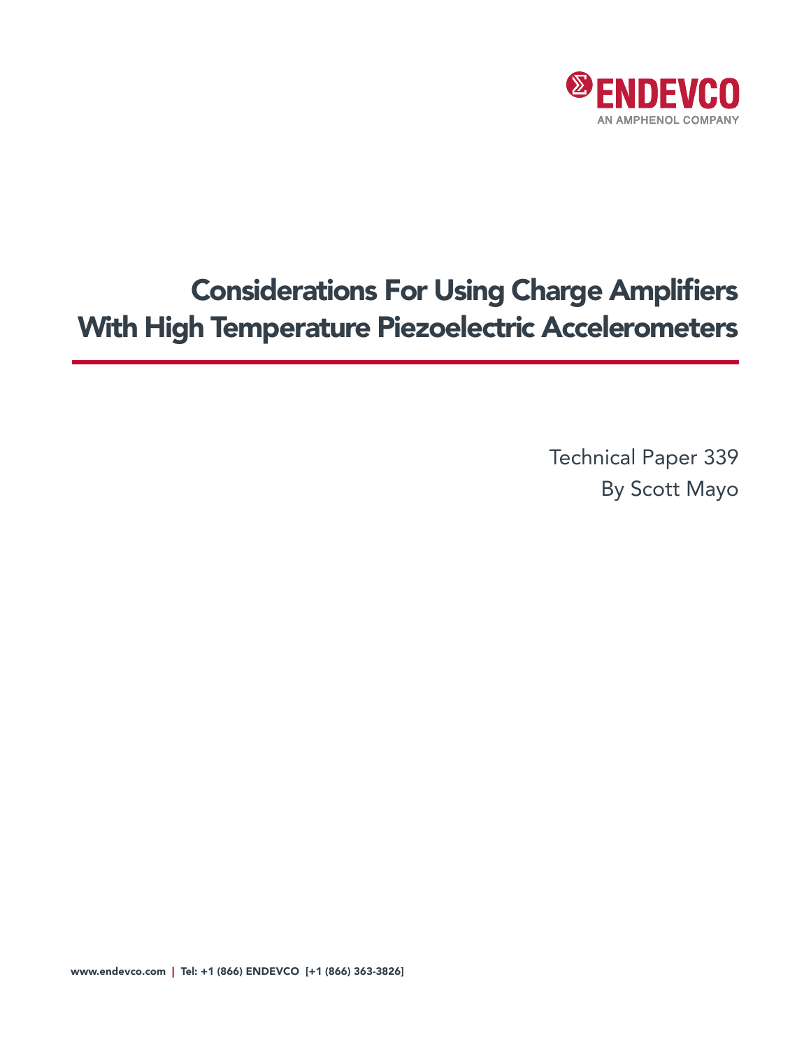ENDEVCO

AN AMPHENOL COMPANY

# Considerations For Using Charge Amplifiers With High Temperature Piezoelectric Accelerometers

Technical Paper 339

By Scott Mayo

www.endevco.com | Tel: +1 (866) ENDEVCO [+1 (866) 363-3826]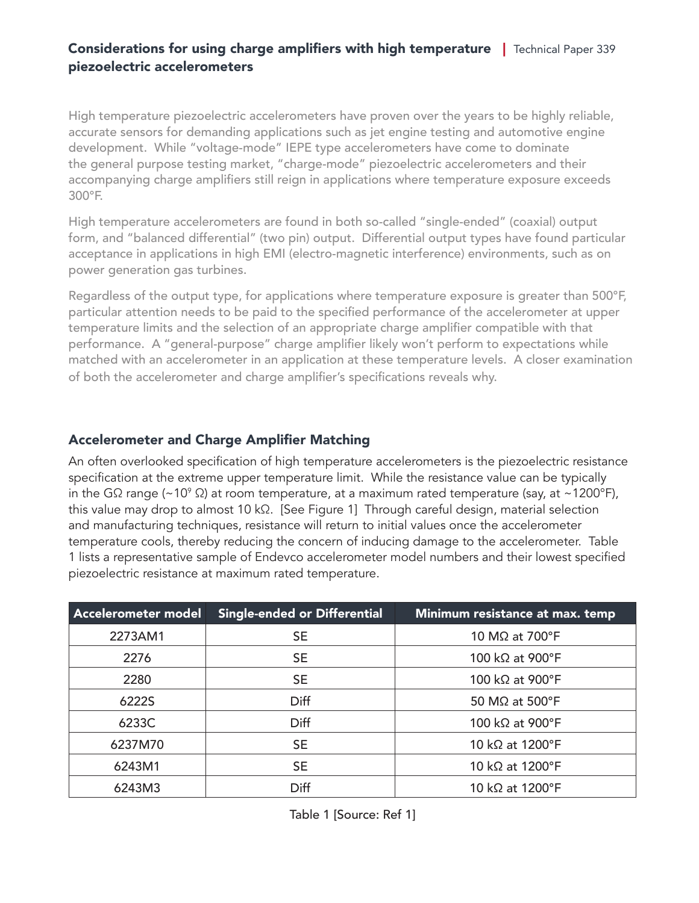High temperature piezoelectric accelerometers have proven over the years to be highly reliable, accurate sensors for demanding applications such as jet engine testing and automotive engine development. While "voltage-mode" IEPE type accelerometers have come to dominate the general purpose testing market, "charge-mode" piezoelectric accelerometers and their accompanying charge amplifiers still reign in applications where temperature exposure exceeds 300°F.

High temperature accelerometers are found in both so-called "single-ended" (coaxial) output form, and "balanced differential" (two pin) output. Differential output types have found particular acceptance in applications in high EMI (electro-magnetic interference) environments, such as on power generation gas turbines.

Regardless of the output type, for applications where temperature exposure is greater than 500°F, particular attention needs to be paid to the specified performance of the accelerometer at upper temperature limits and the selection of an appropriate charge amplifier compatible with that performance. A "general-purpose" charge amplifier likely won't perform to expectations while matched with an accelerometer in an application at these temperature levels. A closer examination of both the accelerometer and charge amplifier's specifications reveals why.

## Accelerometer and Charge Amplifier Matching

An often overlooked specification of high temperature accelerometers is the piezoelectric resistance specification at the extreme upper temperature limit. While the resistance value can be typically in the GΩ range (~$10^9$ Ω) at room temperature, at a maximum rated temperature (say, at ~1200°F), this value may drop to almost 10 kΩ. [See Figure 1] Through careful design, material selection and manufacturing techniques, resistance will return to initial values once the accelerometer temperature cools, thereby reducing the concern of inducing damage to the accelerometer. Table 1 lists a representative sample of Endevco accelerometer model numbers and their lowest specified piezoelectric resistance at maximum rated temperature.

| Accelerometer model | Single-ended or Differential | Minimum resistance at max. temp |
|---|---|---|
| 2273AM1 | SE | 10 MΩ at 700°F |
| 2276 | SE | 100 kΩ at 900°F |
| 2280 | SE | 100 kΩ at 900°F |
| 6222S | Diff | 50 MΩ at 500°F |
| 6233C | Diff | 100 kΩ at 900°F |
| 6237M70 | SE | 10 kΩ at 1200°F |
| 6243M1 | SE | 10 kΩ at 1200°F |
| 6243M3 | Diff | 10 kΩ at 1200°F |

Table 1 [Source: Ref 1]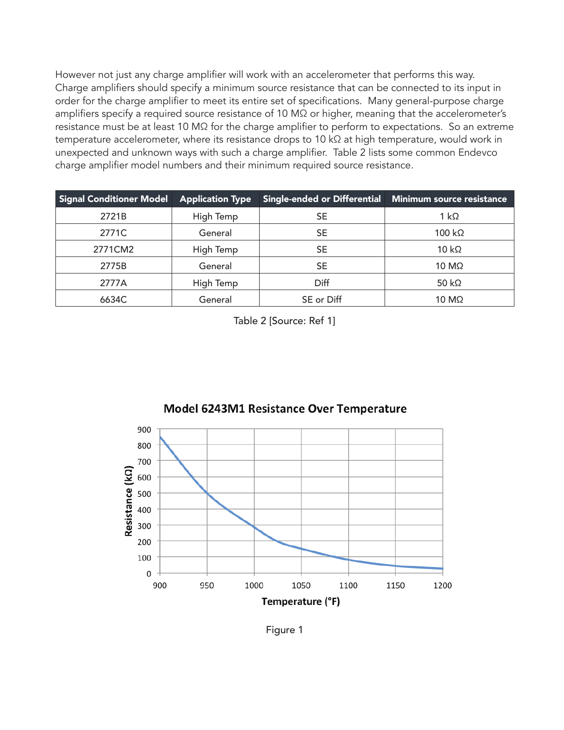However not just any charge amplifier will work with an accelerometer that performs this way. Charge amplifiers should specify a minimum source resistance that can be connected to its input in order for the charge amplifier to meet its entire set of specifications. Many general-purpose charge amplifiers specify a required source resistance of 10 MΩ or higher, meaning that the accelerometer's resistance must be at least 10 MΩ for the charge amplifier to perform to expectations. So an extreme temperature accelerometer, where its resistance drops to 10 kΩ at high temperature, would work in unexpected and unknown ways with such a charge amplifier. Table 2 lists some common Endevco charge amplifier model numbers and their minimum required source resistance.

| Signal Conditioner Model | Application Type | Single-ended or Differential | Minimum source resistance |
|---|---|---|---|
| 2721B | High Temp | SE | 1 kΩ |
| 2771C | General | SE | 100 kΩ |
| 2771CM2 | High Temp | SE | 10 kΩ |
| 2775B | General | SE | 10 MΩ |
| 2777A | High Temp | Diff | 50 kΩ |
| 6634C | General | SE or Diff | 10 MΩ |

Table 2 [Source: Ref 1]

**Model 6243M1 Resistance Over Temperature**

Figure 1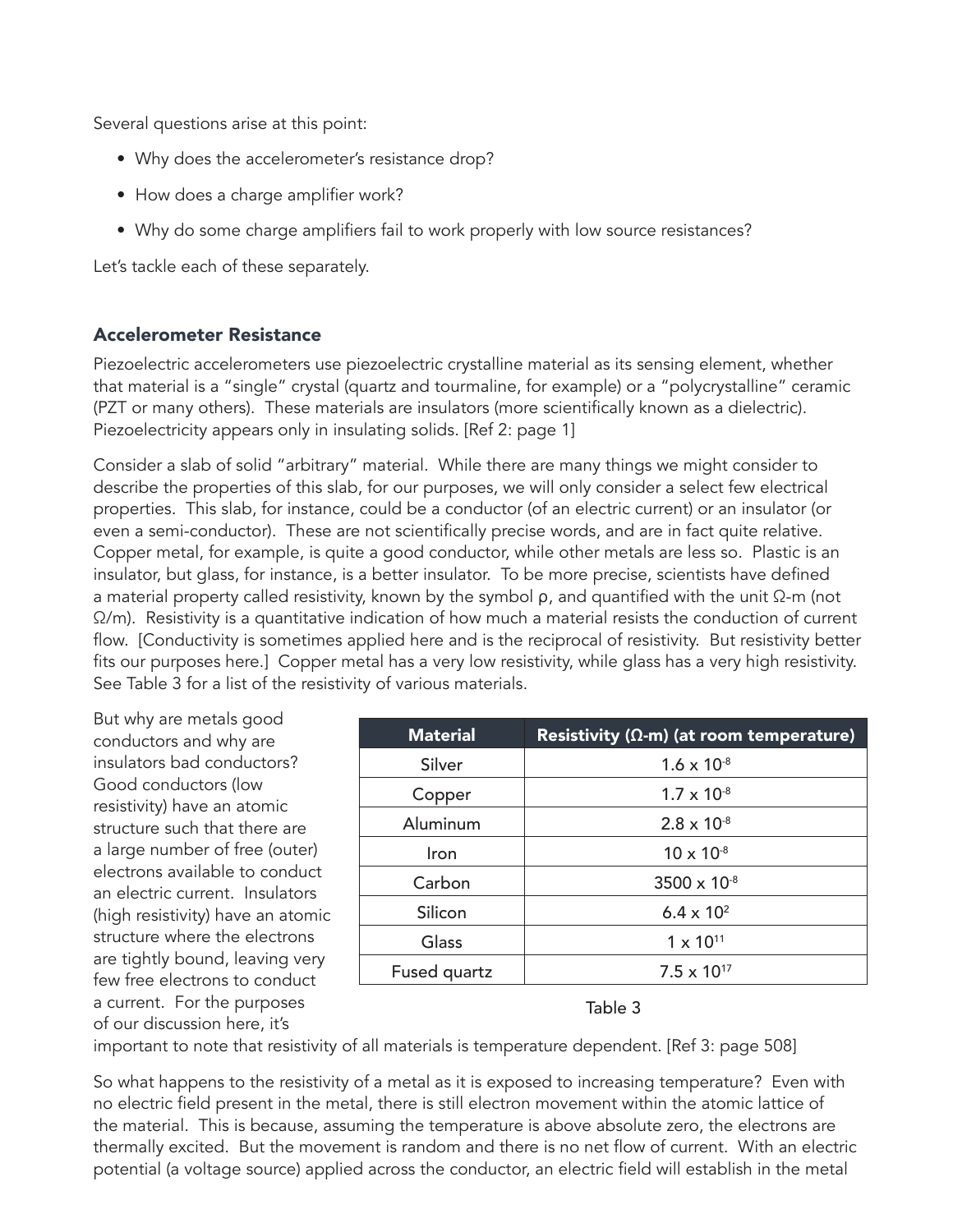Several questions arise at this point:

- Why does the accelerometer's resistance drop?
- How does a charge amplifier work?
- Why do some charge amplifiers fail to work properly with low source resistances?

Let's tackle each of these separately.

### Accelerometer Resistance

Piezoelectric accelerometers use piezoelectric crystalline material as its sensing element, whether that material is a "single" crystal (quartz and tourmaline, for example) or a "polycrystalline" ceramic (PZT or many others). These materials are insulators (more scientifically known as a dielectric). Piezoelectricity appears only in insulating solids. [Ref 2: page 1]

Consider a slab of solid "arbitrary" material. While there are many things we might consider to describe the properties of this slab, for our purposes, we will only consider a select few electrical properties. This slab, for instance, could be a conductor (of an electric current) or an insulator (or even a semi-conductor). These are not scientifically precise words, and are in fact quite relative. Copper metal, for example, is quite a good conductor, while other metals are less so. Plastic is an insulator, but glass, for instance, is a better insulator. To be more precise, scientists have defined a material property called resistivity, known by the symbol ρ, and quantified with the unit Ω-m (not Ω/m). Resistivity is a quantitative indication of how much a material resists the conduction of current flow. [Conductivity is sometimes applied here and is the reciprocal of resistivity. But resistivity better fits our purposes here.] Copper metal has a very low resistivity, while glass has a very high resistivity. See Table 3 for a list of the resistivity of various materials.

| Material | Resistivity (Ω-m) (at room temperature) |
| --- | --- |
| Silver | $1.6 \times 10^{-8}$ |
| Copper | $1.7 \times 10^{-8}$ |
| Aluminum | $2.8 \times 10^{-8}$ |
| Iron | $10 \times 10^{-8}$ |
| Carbon | $3500 \times 10^{-8}$ |
| Silicon | $6.4 \times 10^{2}$ |
| Glass | $1 \times 10^{11}$ |
| Fused quartz | $7.5 \times 10^{17}$ |

Table 3

But why are metals good conductors and why are insulators bad conductors? Good conductors (low resistivity) have an atomic structure such that there are a large number of free (outer) electrons available to conduct an electric current. Insulators (high resistivity) have an atomic structure where the electrons are tightly bound, leaving very few free electrons to conduct a current. For the purposes of our discussion here, it's important to note that resistivity of all materials is temperature dependent. [Ref 3: page 508]

So what happens to the resistivity of a metal as it is exposed to increasing temperature? Even with no electric field present in the metal, there is still electron movement within the atomic lattice of the material. This is because, assuming the temperature is above absolute zero, the electrons are thermally excited. But the movement is random and there is no net flow of current. With an electric potential (a voltage source) applied across the conductor, an electric field will establish in the metal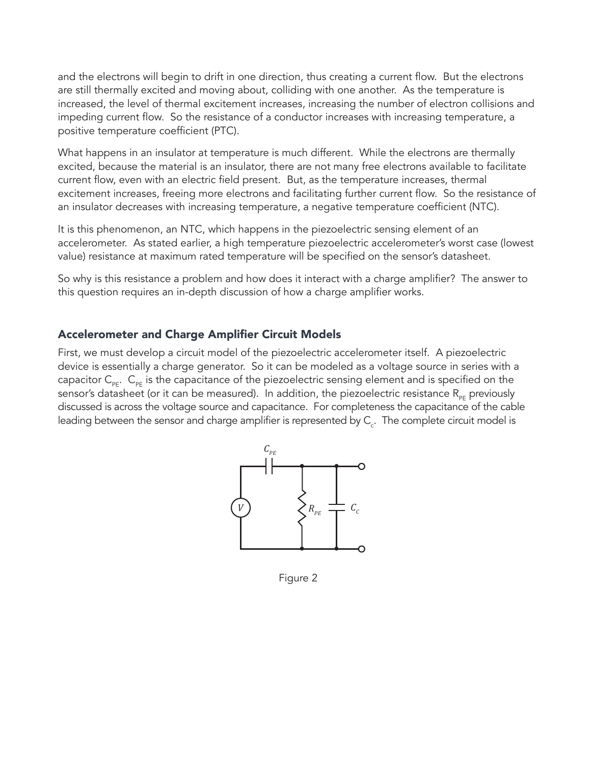and the electrons will begin to drift in one direction, thus creating a current flow. But the electrons are still thermally excited and moving about, colliding with one another. As the temperature is increased, the level of thermal excitement increases, increasing the number of electron collisions and impeding current flow. So the resistance of a conductor increases with increasing temperature, a positive temperature coefficient (PTC).

What happens in an insulator at temperature is much different. While the electrons are thermally excited, because the material is an insulator, there are not many free electrons available to facilitate current flow, even with an electric field present. But, as the temperature increases, thermal excitement increases, freeing more electrons and facilitating further current flow. So the resistance of an insulator decreases with increasing temperature, a negative temperature coefficient (NTC).

It is this phenomenon, an NTC, which happens in the piezoelectric sensing element of an accelerometer. As stated earlier, a high temperature piezoelectric accelerometer's worst case (lowest value) resistance at maximum rated temperature will be specified on the sensor's datasheet.

So why is this resistance a problem and how does it interact with a charge amplifier? The answer to this question requires an in-depth discussion of how a charge amplifier works.

## Accelerometer and Charge Amplifier Circuit Models

First, we must develop a circuit model of the piezoelectric accelerometer itself. A piezoelectric device is essentially a charge generator. So it can be modeled as a voltage source in series with a capacitor $C_{PE}$. $C_{PE}$ is the capacitance of the piezoelectric sensing element and is specified on the sensor's datasheet (or it can be measured). In addition, the piezoelectric resistance $R_{PE}$ previously discussed is across the voltage source and capacitance. For completeness the capacitance of the cable leading between the sensor and charge amplifier is represented by $C_c$. The complete circuit model is

Figure 2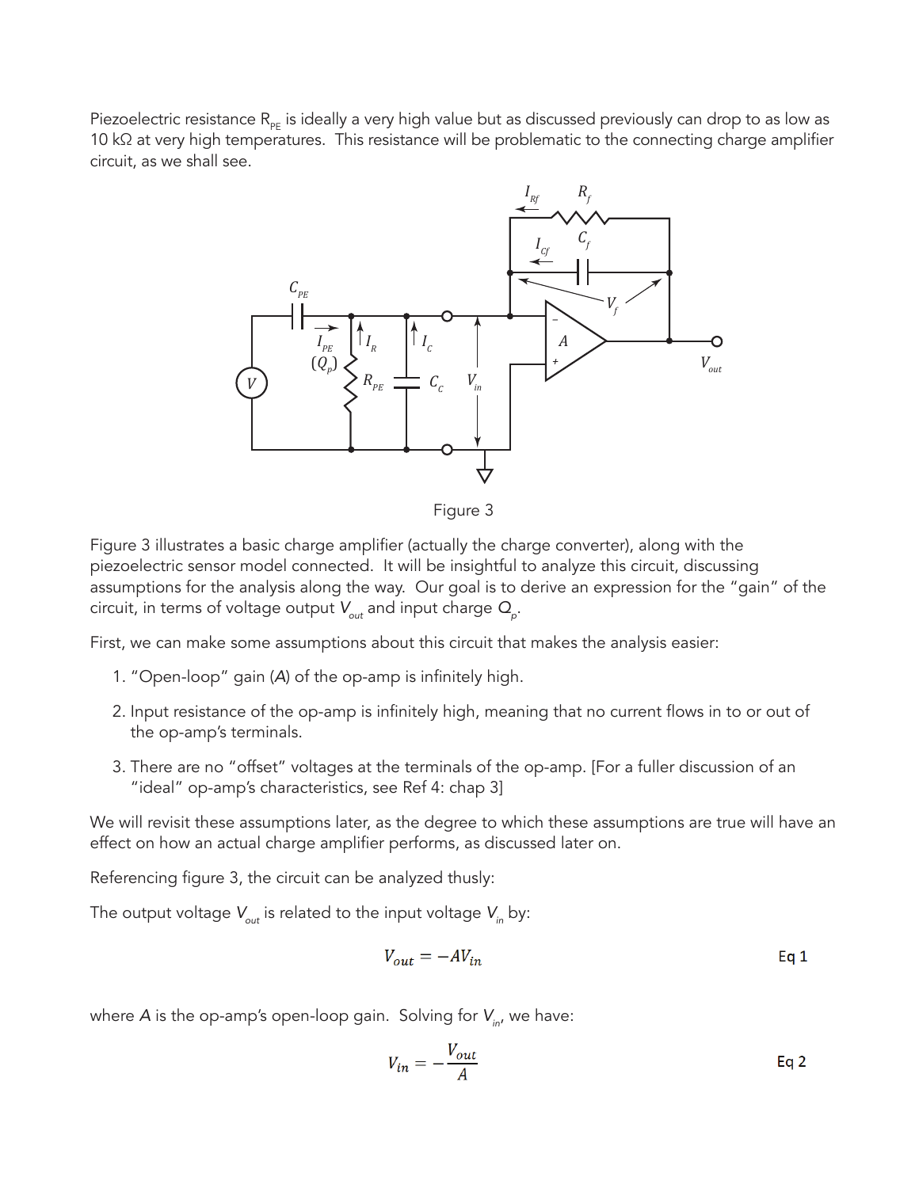Piezoelectric resistance $R_{PE}$ is ideally a very high value but as discussed previously can drop to as low as 10 kΩ at very high temperatures. This resistance will be problematic to the connecting charge amplifier circuit, as we shall see.

Figure 3

Figure 3 illustrates a basic charge amplifier (actually the charge converter), along with the piezoelectric sensor model connected. It will be insightful to analyze this circuit, discussing assumptions for the analysis along the way. Our goal is to derive an expression for the "gain" of the circuit, in terms of voltage output $V_{out}$ and input charge $Q_p$.

First, we can make some assumptions about this circuit that makes the analysis easier:

1. "Open-loop" gain ($A$) of the op-amp is infinitely high.
2. Input resistance of the op-amp is infinitely high, meaning that no current flows in to or out of the op-amp's terminals.
3. There are no "offset" voltages at the terminals of the op-amp. [For a fuller discussion of an "ideal" op-amp's characteristics, see Ref 4: chap 3]

We will revisit these assumptions later, as the degree to which these assumptions are true will have an effect on how an actual charge amplifier performs, as discussed later on.

Referencing figure 3, the circuit can be analyzed thusly:

The output voltage $V_{out}$ is related to the input voltage $V_{in}$ by:

$$V_{out} = -AV_{in} \quad \text{Eq 1}$$

where $A$ is the op-amp's open-loop gain. Solving for $V_{in}$, we have:

$$V_{in} = -\frac{V_{out}}{A} \quad \text{Eq 2}$$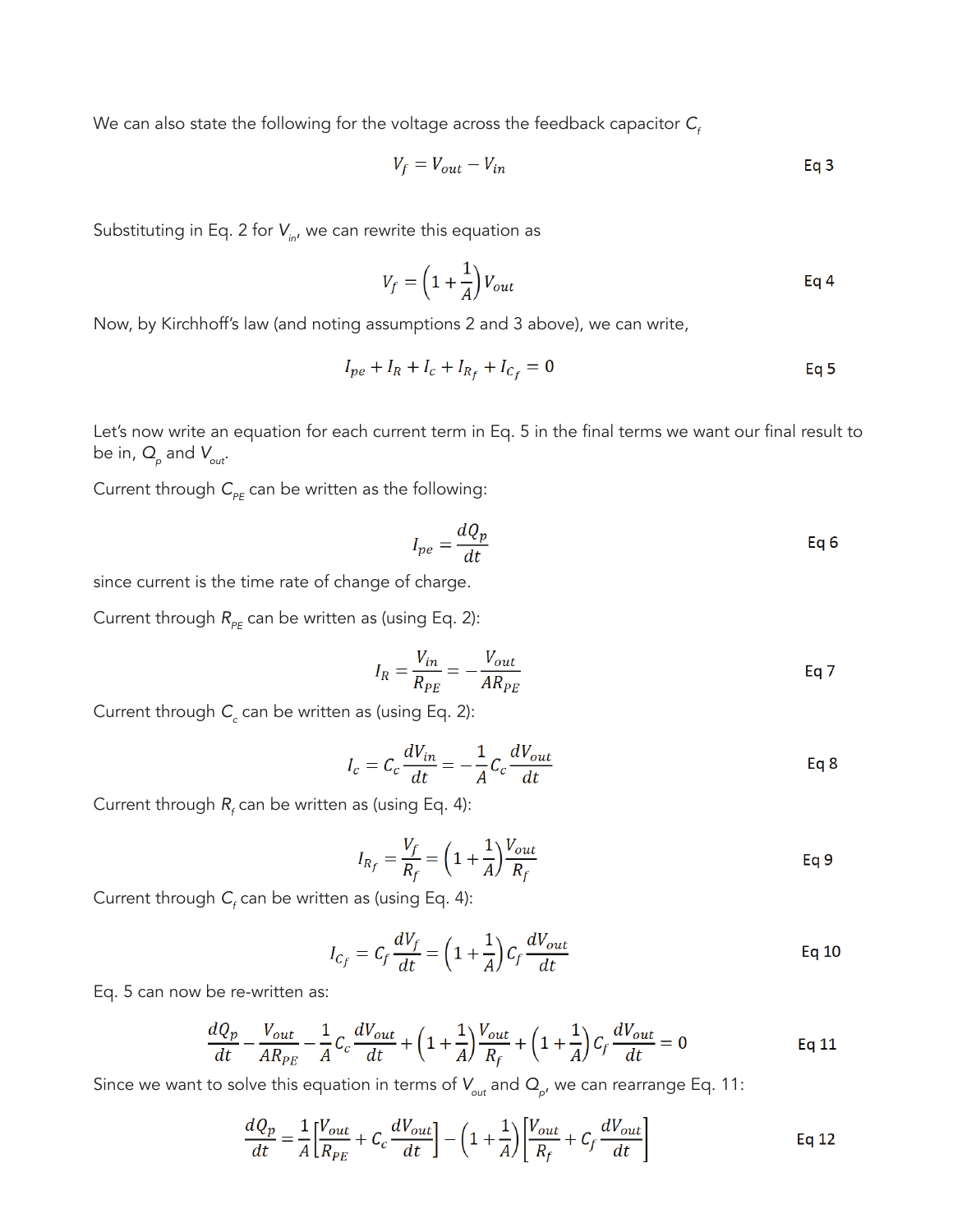We can also state the following for the voltage across the feedback capacitor $C_f$

$$V_f = V_{out} - V_{in} \qquad \text{Eq 3}$$

Substituting in Eq. 2 for $V_{in}$, we can rewrite this equation as

$$V_f = \left(1 + \frac{1}{A}\right) V_{out} \qquad \text{Eq 4}$$

Now, by Kirchhoff's law (and noting assumptions 2 and 3 above), we can write,

$$I_{pe} + I_R + I_c + I_{R_f} + I_{C_f} = 0 \qquad \text{Eq 5}$$

Let's now write an equation for each current term in Eq. 5 in the final terms we want our final result to be in, $Q_p$ and $V_{out}$.

Current through $C_{PE}$ can be written as the following:

$$I_{pe} = \frac{dQ_p}{dt} \qquad \text{Eq 6}$$

since current is the time rate of change of charge.

Current through $R_{PE}$ can be written as (using Eq. 2):

$$I_R = \frac{V_{in}}{R_{PE}} = -\frac{V_{out}}{AR_{PE}} \qquad \text{Eq 7}$$

Current through $C_c$ can be written as (using Eq. 2):

$$I_c = C_c \frac{dV_{in}}{dt} = -\frac{1}{A} C_c \frac{dV_{out}}{dt} \qquad \text{Eq 8}$$

Current through $R_f$ can be written as (using Eq. 4):

$$I_{R_f} = \frac{V_f}{R_f} = \left(1 + \frac{1}{A}\right) \frac{V_{out}}{R_f} \qquad \text{Eq 9}$$

Current through $C_f$ can be written as (using Eq. 4):

$$I_{C_f} = C_f \frac{dV_f}{dt} = \left(1 + \frac{1}{A}\right) C_f \frac{dV_{out}}{dt} \qquad \text{Eq 10}$$

Eq. 5 can now be re-written as:

$$\frac{dQ_p}{dt} - \frac{V_{out}}{AR_{PE}} - \frac{1}{A} C_c \frac{dV_{out}}{dt} + \left(1 + \frac{1}{A}\right) \frac{V_{out}}{R_f} + \left(1 + \frac{1}{A}\right) C_f \frac{dV_{out}}{dt} = 0 \qquad \text{Eq 11}$$

Since we want to solve this equation in terms of $V_{out}$ and $Q_p$, we can rearrange Eq. 11:

$$\frac{dQ_p}{dt} = \frac{1}{A}\left[\frac{V_{out}}{R_{PE}} + C_c \frac{dV_{out}}{dt}\right] - \left(1 + \frac{1}{A}\right)\left[\frac{V_{out}}{R_f} + C_f \frac{dV_{out}}{dt}\right] \qquad \text{Eq 12}$$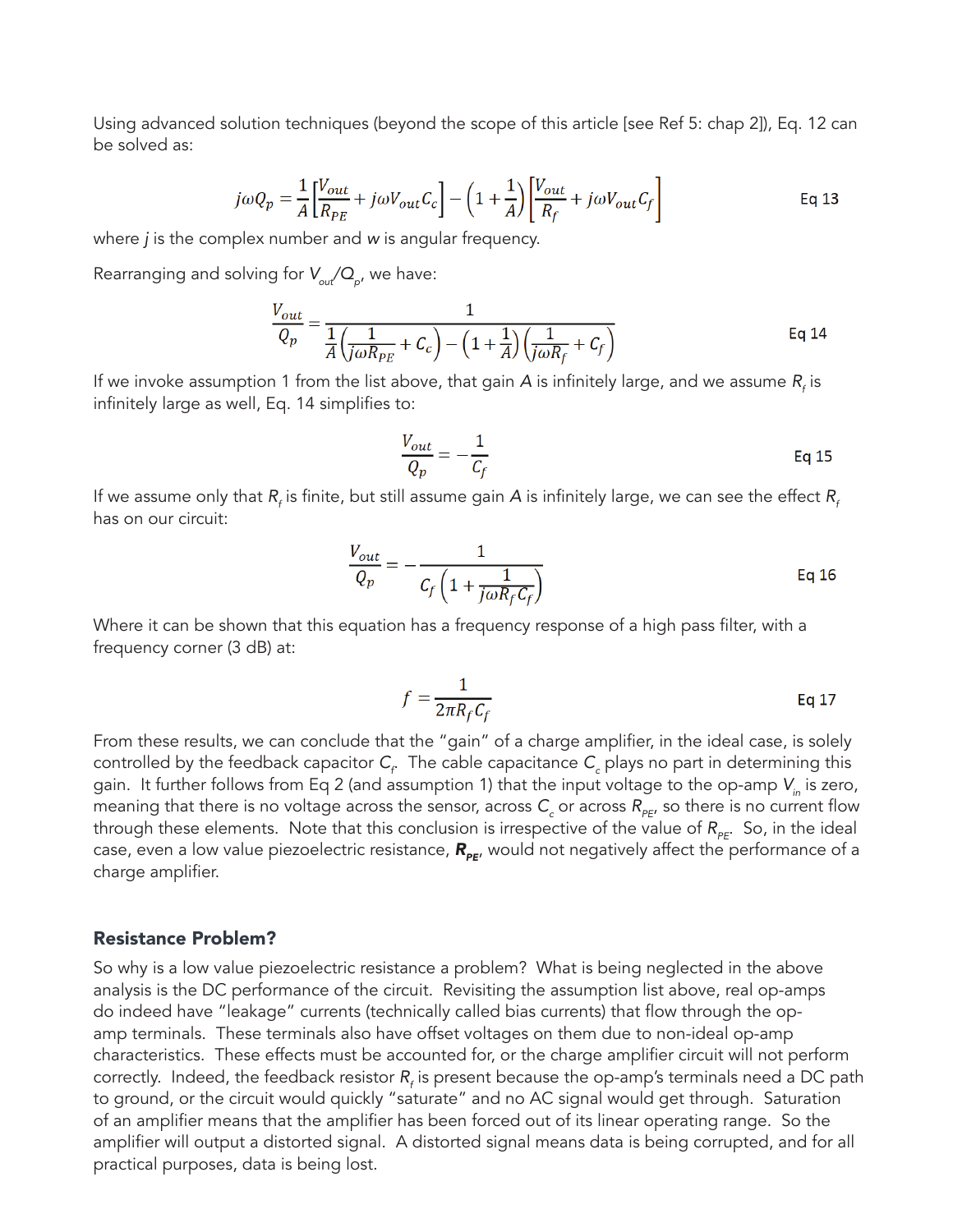Using advanced solution techniques (beyond the scope of this article [see Ref 5: chap 2]), Eq. 12 can be solved as:

$$j\omega Q_p = \frac{1}{A}\left[\frac{V_{out}}{R_{PE}} + j\omega V_{out} C_c\right] - \left(1 + \frac{1}{A}\right)\left[\frac{V_{out}}{R_f} + j\omega V_{out} C_f\right] \qquad \text{Eq 13}$$

where $j$ is the complex number and $w$ is angular frequency.

Rearranging and solving for $V_{out}/Q_p$, we have:

$$\frac{V_{out}}{Q_p} = \frac{1}{\frac{1}{A}\left(\frac{1}{j\omega R_{PE}} + C_c\right) - \left(1 + \frac{1}{A}\right)\left(\frac{1}{j\omega R_f} + C_f\right)} \qquad \text{Eq 14}$$

If we invoke assumption 1 from the list above, that gain $A$ is infinitely large, and we assume $R_f$ is infinitely large as well, Eq. 14 simplifies to:

$$\frac{V_{out}}{Q_p} = -\frac{1}{C_f} \qquad \text{Eq 15}$$

If we assume only that $R_f$ is finite, but still assume gain $A$ is infinitely large, we can see the effect $R_f$ has on our circuit:

$$\frac{V_{out}}{Q_p} = -\frac{1}{C_f\left(1 + \frac{1}{j\omega R_f C_f}\right)} \qquad \text{Eq 16}$$

Where it can be shown that this equation has a frequency response of a high pass filter, with a frequency corner (3 dB) at:

$$f = \frac{1}{2\pi R_f C_f} \qquad \text{Eq 17}$$

From these results, we can conclude that the "gain" of a charge amplifier, in the ideal case, is solely controlled by the feedback capacitor $C_f$. The cable capacitance $C_c$ plays no part in determining this gain. It further follows from Eq 2 (and assumption 1) that the input voltage to the op-amp $V_{in}$ is zero, meaning that there is no voltage across the sensor, across $C_c$ or across $R_{PE}$, so there is no current flow through these elements. Note that this conclusion is irrespective of the value of $R_{PE}$. So, in the ideal case, even a low value piezoelectric resistance, $\boldsymbol{R_{PE}}$, would not negatively affect the performance of a charge amplifier.

## Resistance Problem?

So why is a low value piezoelectric resistance a problem? What is being neglected in the above analysis is the DC performance of the circuit. Revisiting the assumption list above, real op-amps do indeed have "leakage" currents (technically called bias currents) that flow through the op-amp terminals. These terminals also have offset voltages on them due to non-ideal op-amp characteristics. These effects must be accounted for, or the charge amplifier circuit will not perform correctly. Indeed, the feedback resistor $R_f$ is present because the op-amp's terminals need a DC path to ground, or the circuit would quickly "saturate" and no AC signal would get through. Saturation of an amplifier means that the amplifier has been forced out of its linear operating range. So the amplifier will output a distorted signal. A distorted signal means data is being corrupted, and for all practical purposes, data is being lost.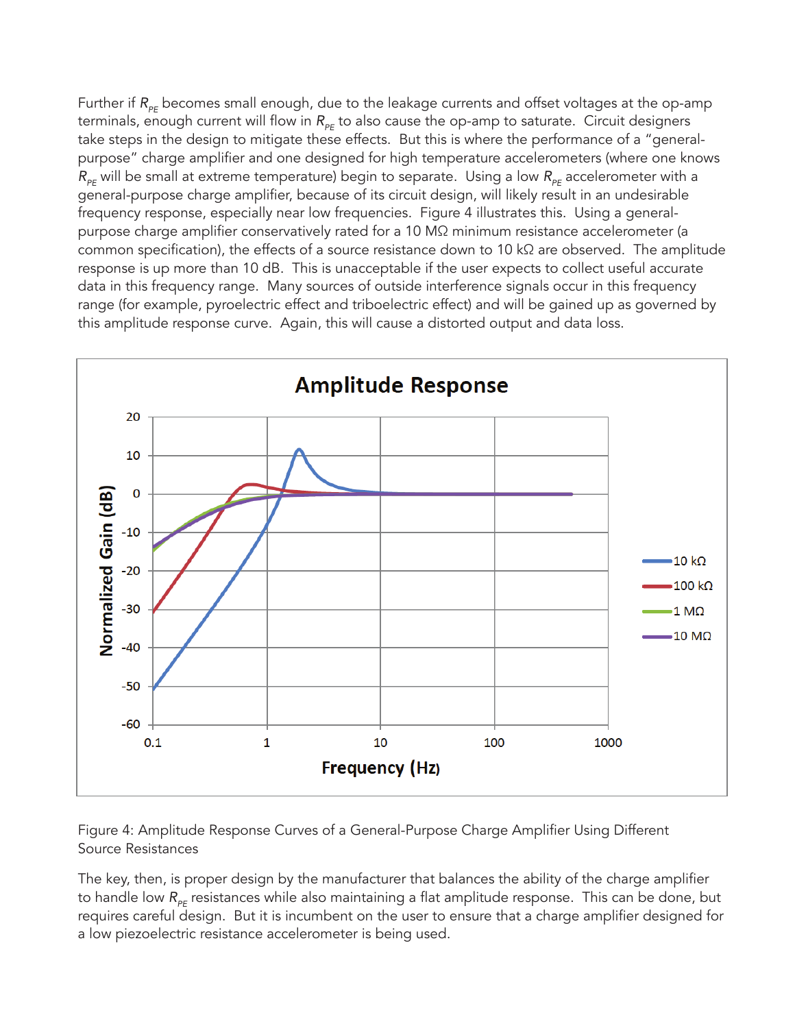Further if $R_{PE}$ becomes small enough, due to the leakage currents and offset voltages at the op-amp terminals, enough current will flow in $R_{PE}$ to also cause the op-amp to saturate. Circuit designers take steps in the design to mitigate these effects. But this is where the performance of a "general-purpose" charge amplifier and one designed for high temperature accelerometers (where one knows $R_{PE}$ will be small at extreme temperature) begin to separate. Using a low $R_{PE}$ accelerometer with a general-purpose charge amplifier, because of its circuit design, will likely result in an undesirable frequency response, especially near low frequencies. Figure 4 illustrates this. Using a general-purpose charge amplifier conservatively rated for a 10 MΩ minimum resistance accelerometer (a common specification), the effects of a source resistance down to 10 kΩ are observed. The amplitude response is up more than 10 dB. This is unacceptable if the user expects to collect useful accurate data in this frequency range. Many sources of outside interference signals occur in this frequency range (for example, pyroelectric effect and triboelectric effect) and will be gained up as governed by this amplitude response curve. Again, this will cause a distorted output and data loss.

Figure 4: Amplitude Response Curves of a General-Purpose Charge Amplifier Using Different Source Resistances

The key, then, is proper design by the manufacturer that balances the ability of the charge amplifier to handle low $R_{PE}$ resistances while also maintaining a flat amplitude response. This can be done, but requires careful design. But it is incumbent on the user to ensure that a charge amplifier designed for a low piezoelectric resistance accelerometer is being used.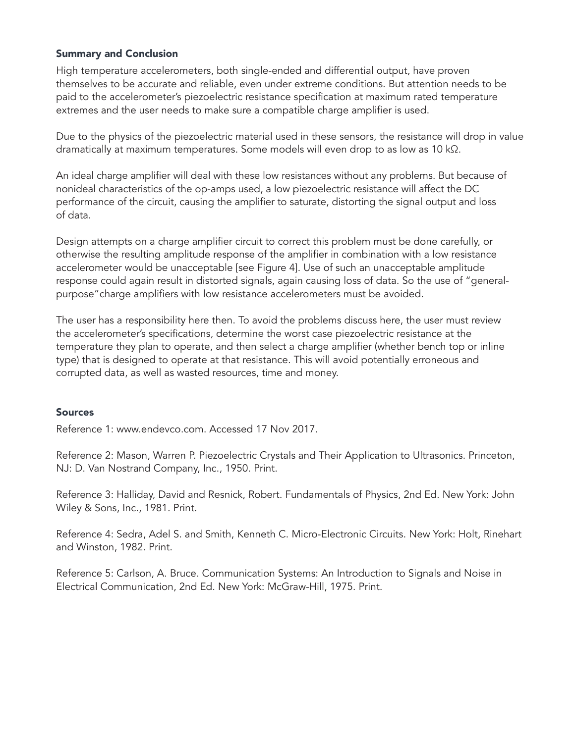### Summary and Conclusion

High temperature accelerometers, both single-ended and differential output, have proven themselves to be accurate and reliable, even under extreme conditions. But attention needs to be paid to the accelerometer's piezoelectric resistance specification at maximum rated temperature extremes and the user needs to make sure a compatible charge amplifier is used.

Due to the physics of the piezoelectric material used in these sensors, the resistance will drop in value dramatically at maximum temperatures. Some models will even drop to as low as 10 kΩ.

An ideal charge amplifier will deal with these low resistances without any problems. But because of nonideal characteristics of the op-amps used, a low piezoelectric resistance will affect the DC performance of the circuit, causing the amplifier to saturate, distorting the signal output and loss of data.

Design attempts on a charge amplifier circuit to correct this problem must be done carefully, or otherwise the resulting amplitude response of the amplifier in combination with a low resistance accelerometer would be unacceptable [see Figure 4]. Use of such an unacceptable amplitude response could again result in distorted signals, again causing loss of data. So the use of "general-purpose"charge amplifiers with low resistance accelerometers must be avoided.

The user has a responsibility here then. To avoid the problems discuss here, the user must review the accelerometer's specifications, determine the worst case piezoelectric resistance at the temperature they plan to operate, and then select a charge amplifier (whether bench top or inline type) that is designed to operate at that resistance. This will avoid potentially erroneous and corrupted data, as well as wasted resources, time and money.

### Sources

Reference 1: www.endevco.com. Accessed 17 Nov 2017.

Reference 2: Mason, Warren P. Piezoelectric Crystals and Their Application to Ultrasonics. Princeton, NJ: D. Van Nostrand Company, Inc., 1950. Print.

Reference 3: Halliday, David and Resnick, Robert. Fundamentals of Physics, 2nd Ed. New York: John Wiley & Sons, Inc., 1981. Print.

Reference 4: Sedra, Adel S. and Smith, Kenneth C. Micro-Electronic Circuits. New York: Holt, Rinehart and Winston, 1982. Print.

Reference 5: Carlson, A. Bruce. Communication Systems: An Introduction to Signals and Noise in Electrical Communication, 2nd Ed. New York: McGraw-Hill, 1975. Print.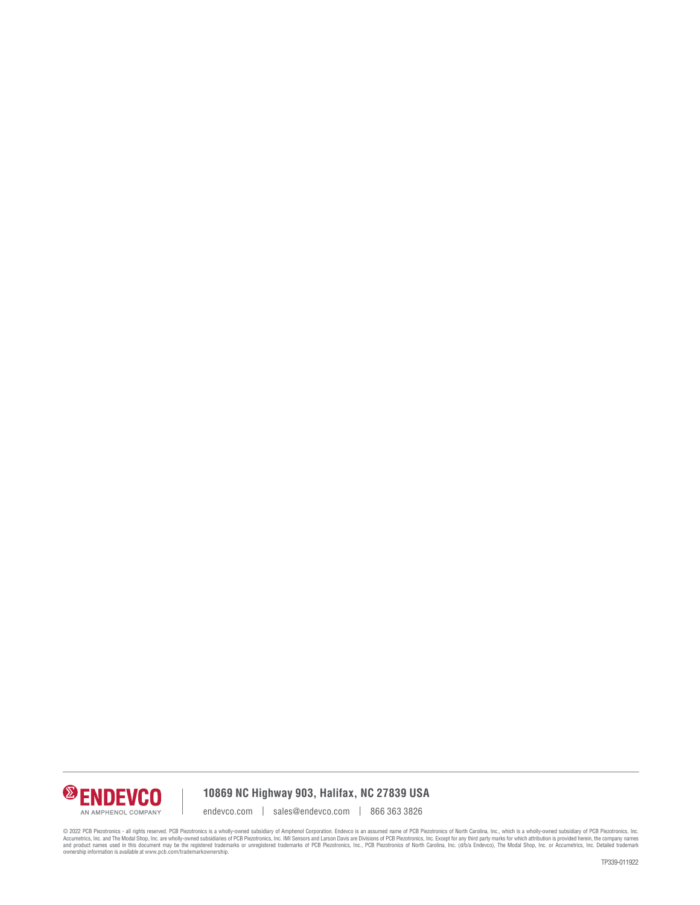**ENDEVCO**
AN AMPHENOL COMPANY

**10869 NC Highway 903, Halifax, NC 27839 USA**

endevco.com | sales@endevco.com | 866 363 3826

© 2022 PCB Piezotronics - all rights reserved. PCB Piezotronics is a wholly-owned subsidiary of Amphenol Corporation. Endevco is an assumed name of PCB Piezotronics of North Carolina, Inc., which is a wholly-owned subsidiary of PCB Piezotronics, Inc. Accumetrics, Inc. and The Modal Shop, Inc. are wholly-owned subsidiaries of PCB Piezotronics, Inc. IMI Sensors and Larson Davis are Divisions of PCB Piezotronics, Inc. Except for any third party marks for which attribution is provided herein, the company names and product names used in this document may be the registered trademarks or unregistered trademarks of PCB Piezotronics, Inc., PCB Piezotronics of North Carolina, Inc. (d/b/a Endevco), The Modal Shop, Inc. or Accumetrics, Inc. Detailed trademark ownership information is available at www.pcb.com/trademarkownership.

TP339-011922